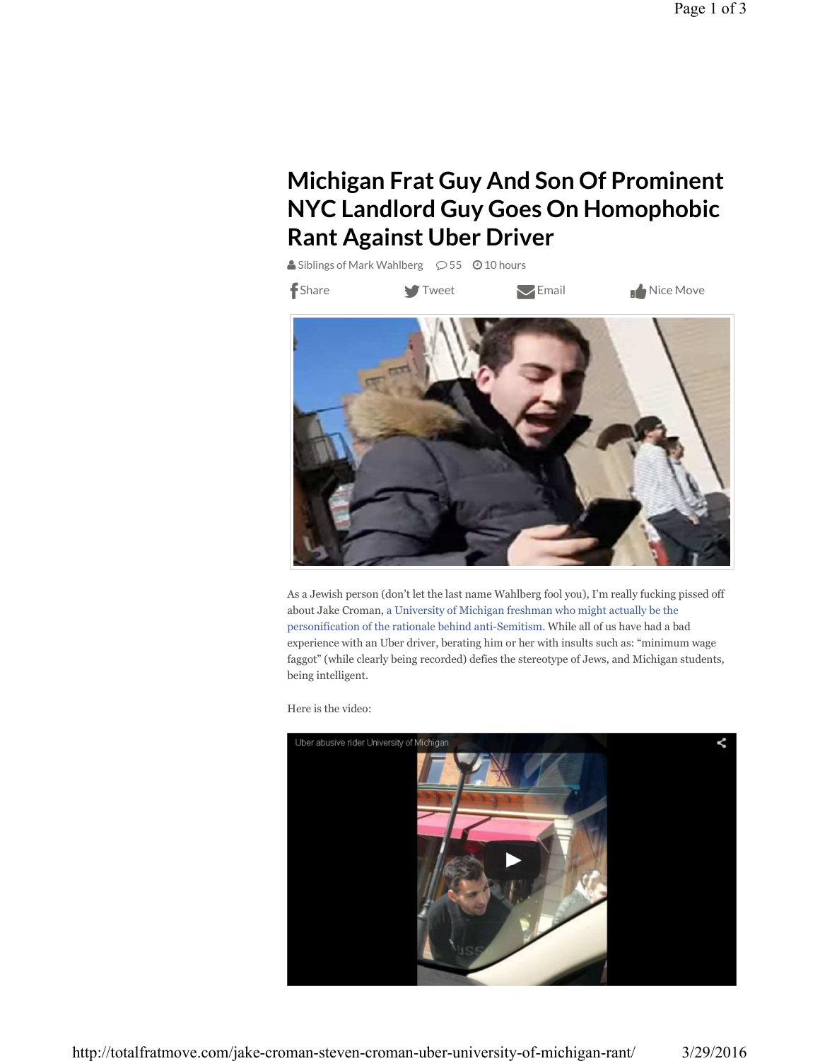# Michigan Frat Guy And Son Of Prominent NYC Landlord Guy Goes On Homophobic Rant Against Uber Driver

Siblings of Mark Wahlberg 55 10 hours

Share Tweet Email Nice Move

As a Jewish person (don't let the last name Wahlberg fool you), I'm really fucking pissed off about Jake Croman, a University of Michigan freshman who might actually be the personification of the rationale behind anti-Semitism. While all of us have had a bad experience with an Uber driver, berating him or her with insults such as: "minimum wage faggot" (while clearly being recorded) defies the stereotype of Jews, and Michigan students, being intelligent.

Here is the video:

Uber abusive rider University of Michigan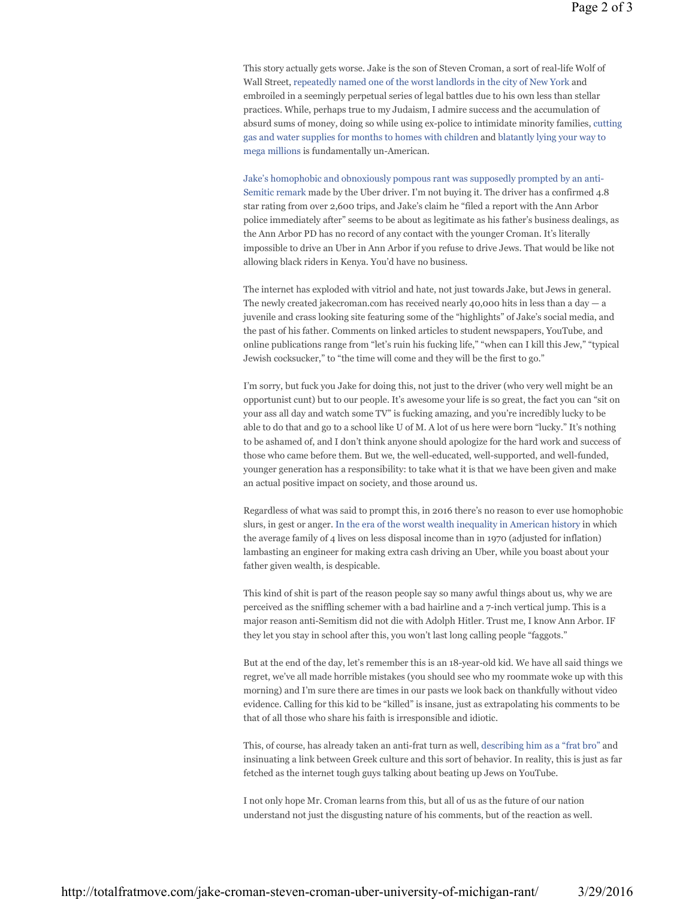This story actually gets worse. Jake is the son of Steven Croman, a sort of real-life Wolf of Wall Street, repeatedly named one of the worst landlords in the city of New York and embroiled in a seemingly perpetual series of legal battles due to his own less than stellar practices. While, perhaps true to my Judaism, I admire success and the accumulation of absurd sums of money, doing so while using ex-police to intimidate minority families, cutting gas and water supplies for months to homes with children and blatantly lying your way to mega millions is fundamentally un-American.

Jake's homophobic and obnoxiously pompous rant was supposedly prompted by an anti-Semitic remark made by the Uber driver. I'm not buying it. The driver has a confirmed 4.8 star rating from over 2,600 trips, and Jake's claim he "filed a report with the Ann Arbor police immediately after" seems to be about as legitimate as his father's business dealings, as the Ann Arbor PD has no record of any contact with the younger Croman. It's literally impossible to drive an Uber in Ann Arbor if you refuse to drive Jews. That would be like not allowing black riders in Kenya. You'd have no business.

The internet has exploded with vitriol and hate, not just towards Jake, but Jews in general. The newly created jakecroman.com has received nearly 40,000 hits in less than a day — a juvenile and crass looking site featuring some of the "highlights" of Jake's social media, and the past of his father. Comments on linked articles to student newspapers, YouTube, and online publications range from "let's ruin his fucking life," "when can I kill this Jew," "typical Jewish cocksucker," to "the time will come and they will be the first to go."

I'm sorry, but fuck you Jake for doing this, not just to the driver (who very well might be an opportunist cunt) but to our people. It's awesome your life is so great, the fact you can "sit on your ass all day and watch some TV" is fucking amazing, and you're incredibly lucky to be able to do that and go to a school like U of M. A lot of us here were born "lucky." It's nothing to be ashamed of, and I don't think anyone should apologize for the hard work and success of those who came before them. But we, the well-educated, well-supported, and well-funded, younger generation has a responsibility: to take what it is that we have been given and make an actual positive impact on society, and those around us.

Regardless of what was said to prompt this, in 2016 there's no reason to ever use homophobic slurs, in gest or anger. In the era of the worst wealth inequality in American history in which the average family of 4 lives on less disposal income than in 1970 (adjusted for inflation) lambasting an engineer for making extra cash driving an Uber, while you boast about your father given wealth, is despicable.

This kind of shit is part of the reason people say so many awful things about us, why we are perceived as the sniffling schemer with a bad hairline and a 7-inch vertical jump. This is a major reason anti-Semitism did not die with Adolph Hitler. Trust me, I know Ann Arbor. IF they let you stay in school after this, you won't last long calling people "faggots."

But at the end of the day, let's remember this is an 18-year-old kid. We have all said things we regret, we've all made horrible mistakes (you should see who my roommate woke up with this morning) and I'm sure there are times in our pasts we look back on thankfully without video evidence. Calling for this kid to be "killed" is insane, just as extrapolating his comments to be that of all those who share his faith is irresponsible and idiotic.

This, of course, has already taken an anti-frat turn as well, describing him as a "frat bro" and insinuating a link between Greek culture and this sort of behavior. In reality, this is just as far fetched as the internet tough guys talking about beating up Jews on YouTube.

I not only hope Mr. Croman learns from this, but all of us as the future of our nation understand not just the disgusting nature of his comments, but of the reaction as well.